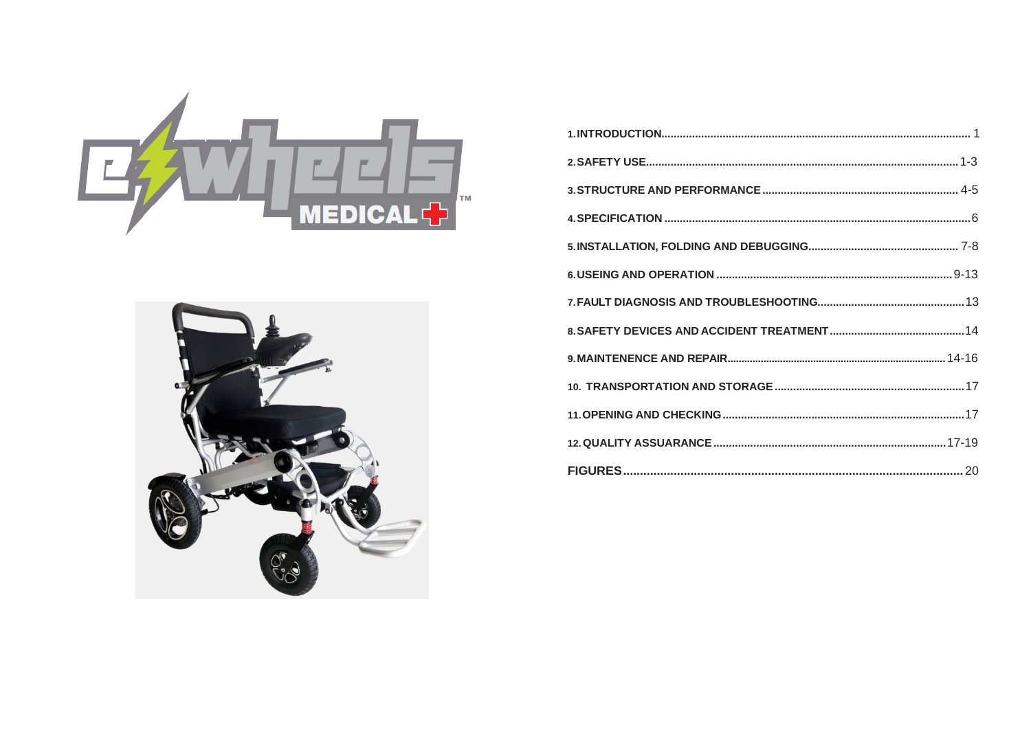e-wheels MEDICAL™

| | |
|---|---|
| 1. INTRODUCTION | 1 |
| 2. SAFETY USE | 1-3 |
| 3. STRUCTURE AND PERFORMANCE | 4-5 |
| 4. SPECIFICATION | 6 |
| 5. INSTALLATION, FOLDING AND DEBUGGING | 7-8 |
| 6. USEING AND OPERATION | 9-13 |
| 7. FAULT DIAGNOSIS AND TROUBLESHOOTING | 13 |
| 8. SAFETY DEVICES AND ACCIDENT TREATMENT | 14 |
| 9. MAINTENENCE AND REPAIR | 14-16 |
| 10. TRANSPORTATION AND STORAGE | 17 |
| 11. OPENING AND CHECKING | 17 |
| 12. QUALITY ASSUARANCE | 17-19 |
| FIGURES | 20 |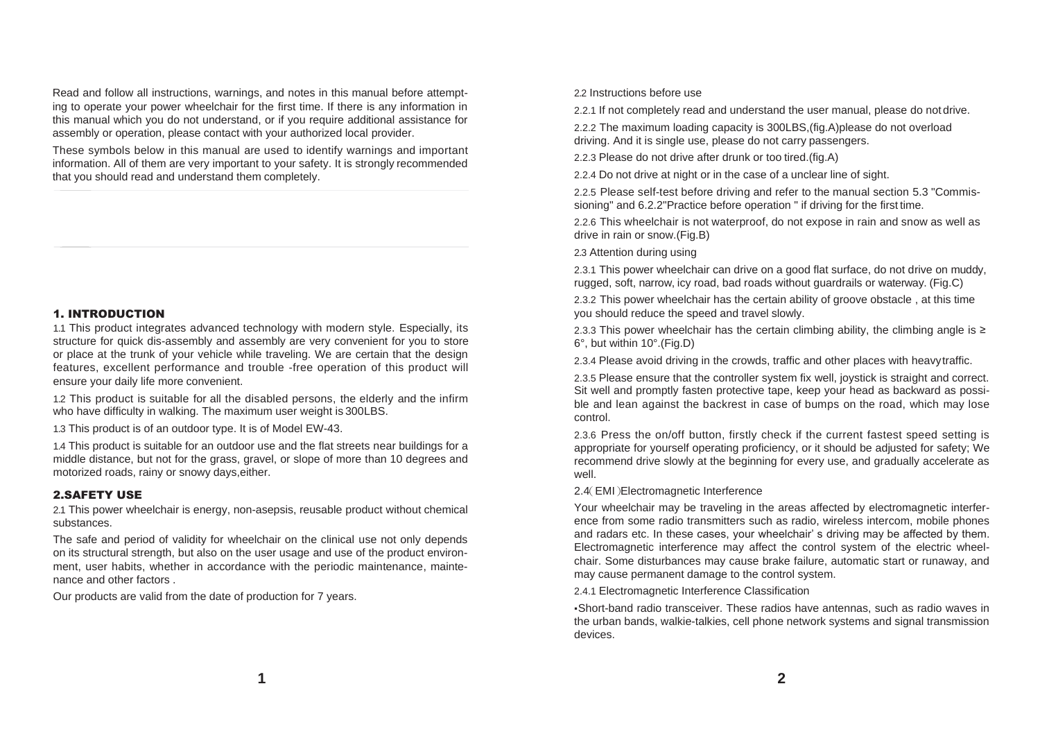Read and follow all instructions, warnings, and notes in this manual before attempting to operate your power wheelchair for the first time. If there is any information in this manual which you do not understand, or if you require additional assistance for assembly or operation, please contact with your authorized local provider.

These symbols below in this manual are used to identify warnings and important information. All of them are very important to your safety. It is strongly recommended that you should read and understand them completely.

## 1. INTRODUCTION

1.1 This product integrates advanced technology with modern style. Especially, its structure for quick dis-assembly and assembly are very convenient for you to store or place at the trunk of your vehicle while traveling. We are certain that the design features, excellent performance and trouble -free operation of this product will ensure your daily life more convenient.

1.2 This product is suitable for all the disabled persons, the elderly and the infirm who have difficulty in walking. The maximum user weight is 300LBS.

1.3 This product is of an outdoor type. It is of Model EW-43.

1.4 This product is suitable for an outdoor use and the flat streets near buildings for a middle distance, but not for the grass, gravel, or slope of more than 10 degrees and motorized roads, rainy or snowy days,either.

## 2.SAFETY USE

2.1 This power wheelchair is energy, non-asepsis, reusable product without chemical substances.

The safe and period of validity for wheelchair on the clinical use not only depends on its structural strength, but also on the user usage and use of the product environment, user habits, whether in accordance with the periodic maintenance, maintenance and other factors .

Our products are valid from the date of production for 7 years.

2.2 Instructions before use

2.2.1 If not completely read and understand the user manual, please do not drive.

2.2.2 The maximum loading capacity is 300LBS,(fig.A)please do not overload driving. And it is single use, please do not carry passengers.

2.2.3 Please do not drive after drunk or too tired.(fig.A)

2.2.4 Do not drive at night or in the case of a unclear line of sight.

2.2.5 Please self-test before driving and refer to the manual section 5.3 "Commissioning" and 6.2.2"Practice before operation " if driving for the first time.

2.2.6 This wheelchair is not waterproof, do not expose in rain and snow as well as drive in rain or snow.(Fig.B)

2.3 Attention during using

2.3.1 This power wheelchair can drive on a good flat surface, do not drive on muddy, rugged, soft, narrow, icy road, bad roads without guardrails or waterway. (Fig.C)

2.3.2 This power wheelchair has the certain ability of groove obstacle , at this time you should reduce the speed and travel slowly.

2.3.3 This power wheelchair has the certain climbing ability, the climbing angle is ≥ 6°, but within 10°.(Fig.D)

2.3.4 Please avoid driving in the crowds, traffic and other places with heavy traffic.

2.3.5 Please ensure that the controller system fix well, joystick is straight and correct. Sit well and promptly fasten protective tape, keep your head as backward as possible and lean against the backrest in case of bumps on the road, which may lose control.

2.3.6 Press the on/off button, firstly check if the current fastest speed setting is appropriate for yourself operating proficiency, or it should be adjusted for safety; We recommend drive slowly at the beginning for every use, and gradually accelerate as well.

2.4( EMI )Electromagnetic Interference

Your wheelchair may be traveling in the areas affected by electromagnetic interference from some radio transmitters such as radio, wireless intercom, mobile phones and radars etc. In these cases, your wheelchair' s driving may be affected by them. Electromagnetic interference may affect the control system of the electric wheelchair. Some disturbances may cause brake failure, automatic start or runaway, and may cause permanent damage to the control system.

2.4.1 Electromagnetic Interference Classification

▪Short-band radio transceiver. These radios have antennas, such as radio waves in the urban bands, walkie-talkies, cell phone network systems and signal transmission devices.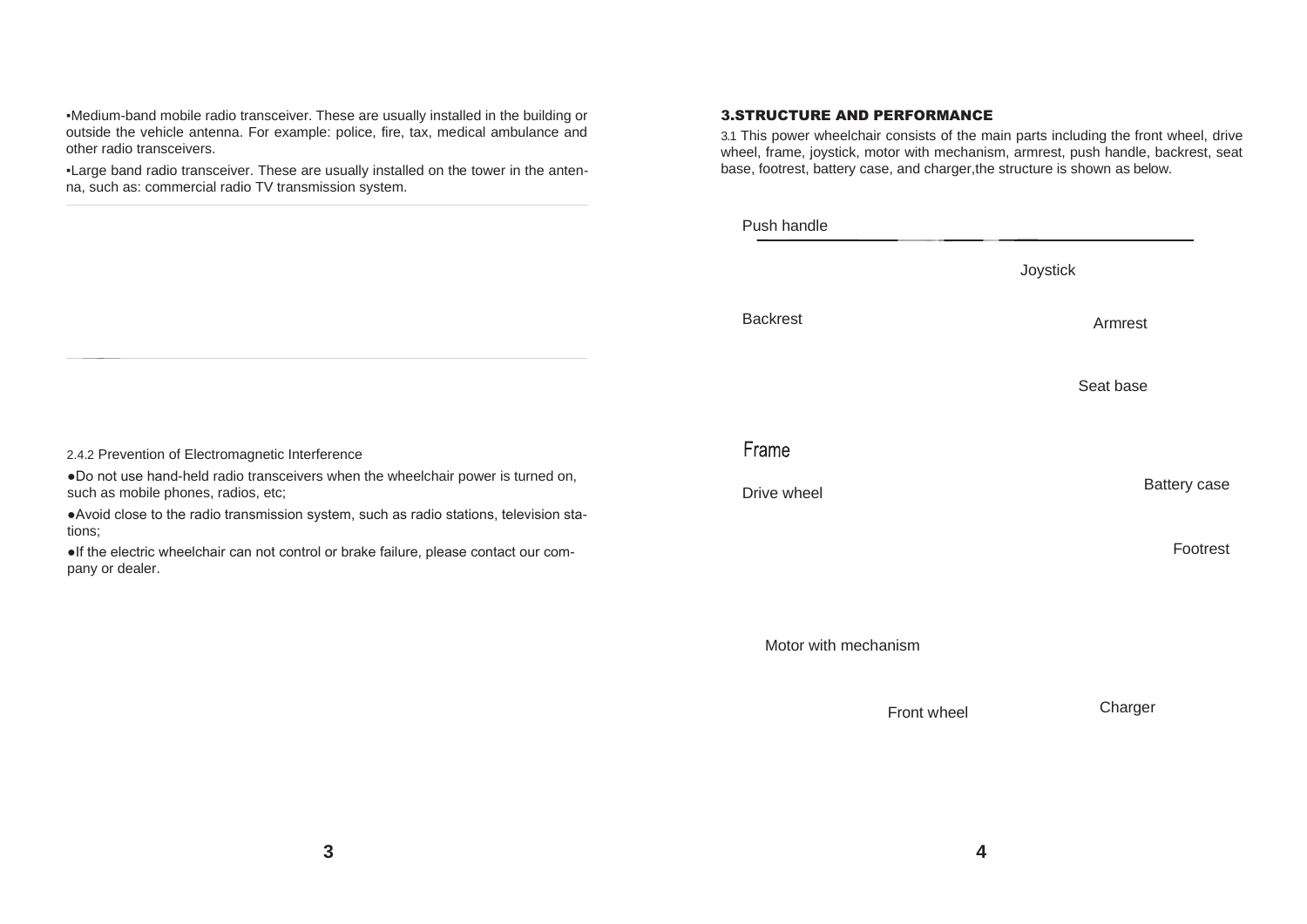▪Medium-band mobile radio transceiver. These are usually installed in the building or outside the vehicle antenna. For example: police, fire, tax, medical ambulance and other radio transceivers.

▪Large band radio transceiver. These are usually installed on the tower in the antenna, such as: commercial radio TV transmission system.

2.4.2 Prevention of Electromagnetic Interference

●Do not use hand-held radio transceivers when the wheelchair power is turned on, such as mobile phones, radios, etc;

●Avoid close to the radio transmission system, such as radio stations, television stations;

●If the electric wheelchair can not control or brake failure, please contact our company or dealer.

## 3.STRUCTURE AND PERFORMANCE

3.1 This power wheelchair consists of the main parts including the front wheel, drive wheel, frame, joystick, motor with mechanism, armrest, push handle, backrest, seat base, footrest, battery case, and charger,the structure is shown as below.

Push handle

Joystick

Backrest

Armrest

Seat base

Frame

Drive wheel

Battery case

Footrest

Motor with mechanism

Front wheel

Charger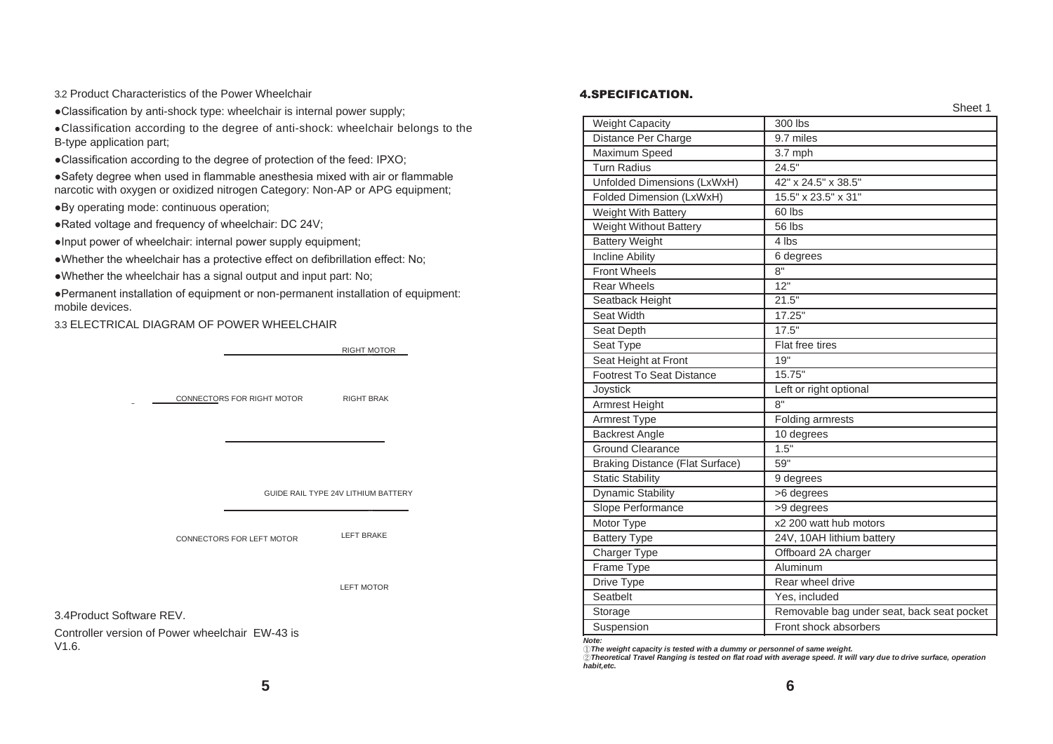3.2 Product Characteristics of the Power Wheelchair

- Classification by anti-shock type: wheelchair is internal power supply;
- Classification according to the degree of anti-shock: wheelchair belongs to the B-type application part;
- Classification according to the degree of protection of the feed: IPXO;
- Safety degree when used in flammable anesthesia mixed with air or flammable narcotic with oxygen or oxidized nitrogen Category: Non-AP or APG equipment;
- By operating mode: continuous operation;
- Rated voltage and frequency of wheelchair: DC 24V;
- Input power of wheelchair: internal power supply equipment;
- Whether the wheelchair has a protective effect on defibrillation effect: No;
- Whether the wheelchair has a signal output and input part: No;
- Permanent installation of equipment or non-permanent installation of equipment: mobile devices.

3.3 ELECTRICAL DIAGRAM OF POWER WHEELCHAIR

RIGHT MOTOR

CONNECTORS FOR RIGHT MOTOR

RIGHT BRAK

GUIDE RAIL TYPE 24V LITHIUM BATTERY

CONNECTORS FOR LEFT MOTOR

LEFT BRAKE

LEFT MOTOR

3.4Product Software REV.

Controller version of Power wheelchair EW-43 is V1.6.

## 4.SPECIFICATION.

Sheet 1

| | |
|---|---|
| Weight Capacity | 300 lbs |
| Distance Per Charge | 9.7 miles |
| Maximum Speed | 3.7 mph |
| Turn Radius | 24.5" |
| Unfolded Dimensions (LxWxH) | 42" x 24.5" x 38.5" |
| Folded Dimension (LxWxH) | 15.5" x 23.5" x 31" |
| Weight With Battery | 60 lbs |
| Weight Without Battery | 56 lbs |
| Battery Weight | 4 lbs |
| Incline Ability | 6 degrees |
| Front Wheels | 8" |
| Rear Wheels | 12" |
| Seatback Height | 21.5" |
| Seat Width | 17.25" |
| Seat Depth | 17.5" |
| Seat Type | Flat free tires |
| Seat Height at Front | 19" |
| Footrest To Seat Distance | 15.75" |
| Joystick | Left or right optional |
| Armrest Height | 8" |
| Armrest Type | Folding armrests |
| Backrest Angle | 10 degrees |
| Ground Clearance | 1.5" |
| Braking Distance (Flat Surface) | 59" |
| Static Stability | 9 degrees |
| Dynamic Stability | >6 degrees |
| Slope Performance | >9 degrees |
| Motor Type | x2 200 watt hub motors |
| Battery Type | 24V, 10AH lithium battery |
| Charger Type | Offboard 2A charger |
| Frame Type | Aluminum |
| Drive Type | Rear wheel drive |
| Seatbelt | Yes, included |
| Storage | Removable bag under seat, back seat pocket |
| Suspension | Front shock absorbers |

***Note:***

*①The weight capacity is tested with a dummy or personnel of same weight.*

*②Theoretical Travel Ranging is tested on flat road with average speed. It will vary due to drive surface, operation habit,etc.*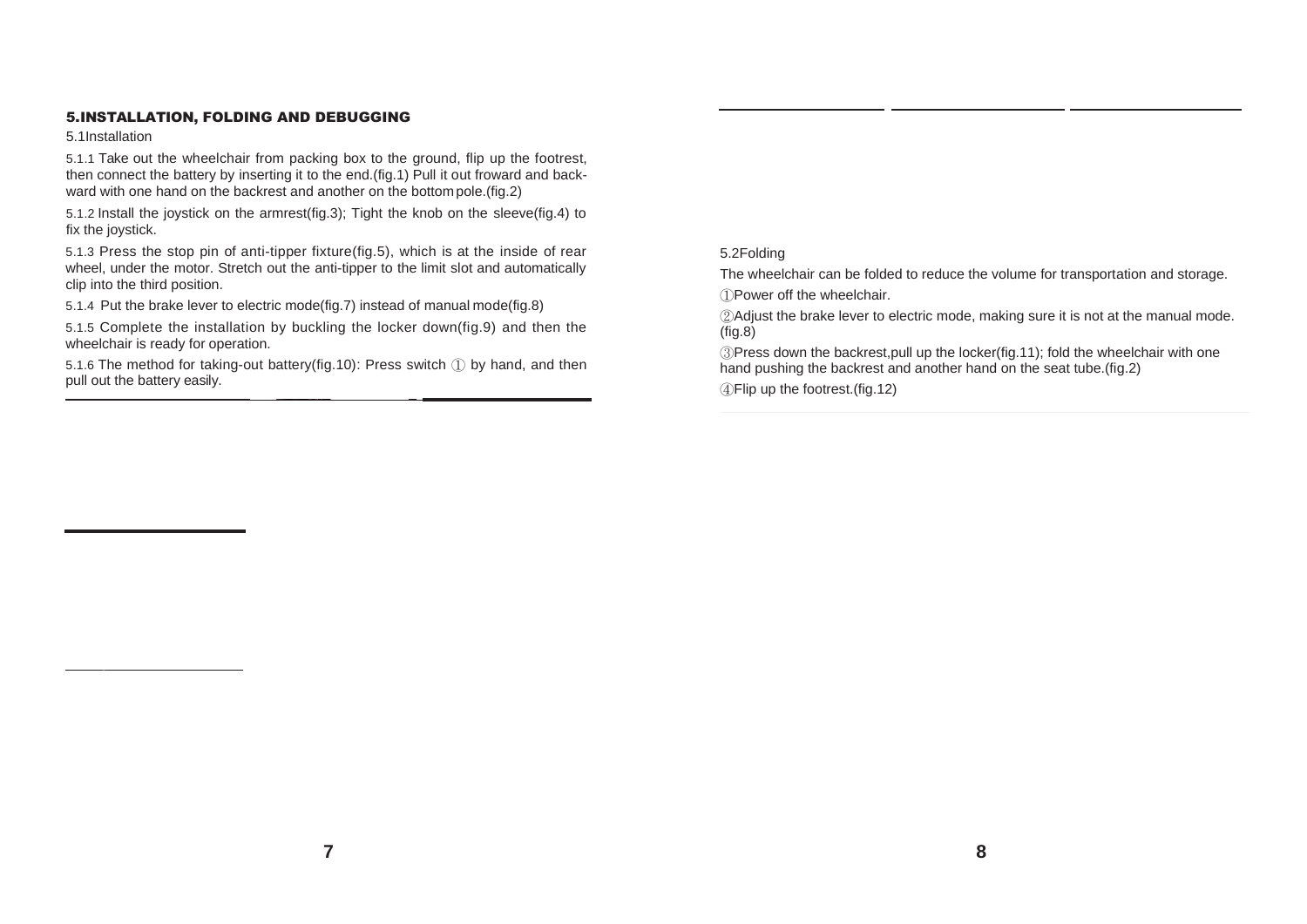## 5.INSTALLATION, FOLDING AND DEBUGGING

### 5.1Installation

5.1.1 Take out the wheelchair from packing box to the ground, flip up the footrest, then connect the battery by inserting it to the end.(fig.1) Pull it out froward and backward with one hand on the backrest and another on the bottom pole.(fig.2)

5.1.2 Install the joystick on the armrest(fig.3); Tight the knob on the sleeve(fig.4) to fix the joystick.

5.1.3 Press the stop pin of anti-tipper fixture(fig.5), which is at the inside of rear wheel, under the motor. Stretch out the anti-tipper to the limit slot and automatically clip into the third position.

5.1.4 Put the brake lever to electric mode(fig.7) instead of manual mode(fig.8)

5.1.5 Complete the installation by buckling the locker down(fig.9) and then the wheelchair is ready for operation.

5.1.6 The method for taking-out battery(fig.10): Press switch ① by hand, and then pull out the battery easily.

### 5.2Folding

The wheelchair can be folded to reduce the volume for transportation and storage.

①Power off the wheelchair.

②Adjust the brake lever to electric mode, making sure it is not at the manual mode.(fig.8)

③Press down the backrest,pull up the locker(fig.11); fold the wheelchair with one hand pushing the backrest and another hand on the seat tube.(fig.2)

④Flip up the footrest.(fig.12)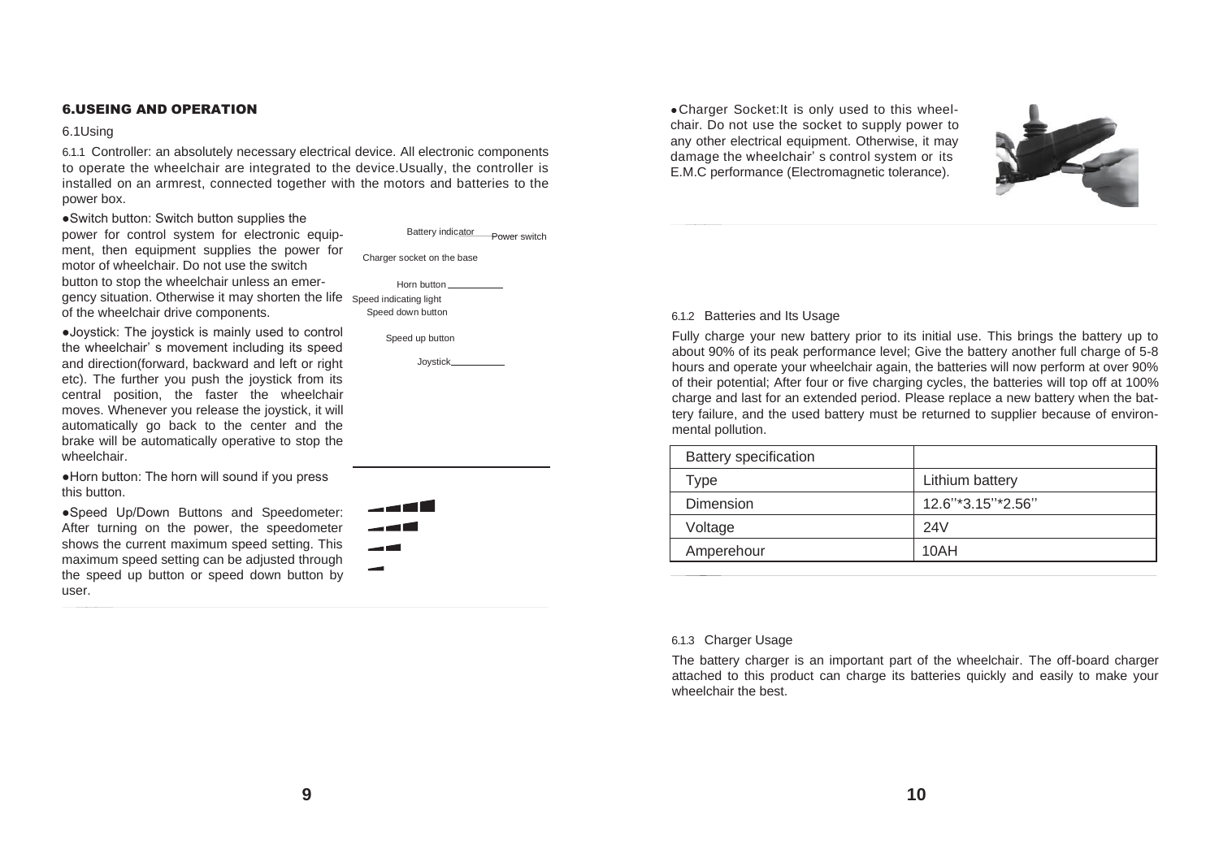## 6.USEING AND OPERATION

6.1Using

6.1.1 Controller: an absolutely necessary electrical device. All electronic components to operate the wheelchair are integrated to the device.Usually, the controller is installed on an armrest, connected together with the motors and batteries to the power box.

- Switch button: Switch button supplies the power for control system for electronic equipment, then equipment supplies the power for motor of wheelchair. Do not use the switch button to stop the wheelchair unless an emergency situation. Otherwise it may shorten the life of the wheelchair drive components.

Battery indicator

Power switch

Charger socket on the base

Horn button

Speed indicating light

Speed down button

Speed up button

Joystick

- Joystick: The joystick is mainly used to control the wheelchair' s movement including its speed and direction(forward, backward and left or right etc). The further you push the joystick from its central position, the faster the wheelchair moves. Whenever you release the joystick, it will automatically go back to the center and the brake will be automatically operative to stop the wheelchair.

- Horn button: The horn will sound if you press this button.

- Speed Up/Down Buttons and Speedometer: After turning on the power, the speedometer shows the current maximum speed setting. This maximum speed setting can be adjusted through the speed up button or speed down button by user.

- Charger Socket:It is only used to this wheelchair. Do not use the socket to supply power to any other electrical equipment. Otherwise, it may damage the wheelchair' s control system or its E.M.C performance (Electromagnetic tolerance).

6.1.2 Batteries and Its Usage

Fully charge your new battery prior to its initial use. This brings the battery up to about 90% of its peak performance level; Give the battery another full charge of 5-8 hours and operate your wheelchair again, the batteries will now perform at over 90% of their potential; After four or five charging cycles, the batteries will top off at 100% charge and last for an extended period. Please replace a new battery when the battery failure, and the used battery must be returned to supplier because of environmental pollution.

| Battery specification | |
|---|---|
| Type | Lithium battery |
| Dimension | 12.6''*3.15''*2.56'' |
| Voltage | 24V |
| Amperehour | 10AH |

6.1.3 Charger Usage

The battery charger is an important part of the wheelchair. The off-board charger attached to this product can charge its batteries quickly and easily to make your wheelchair the best.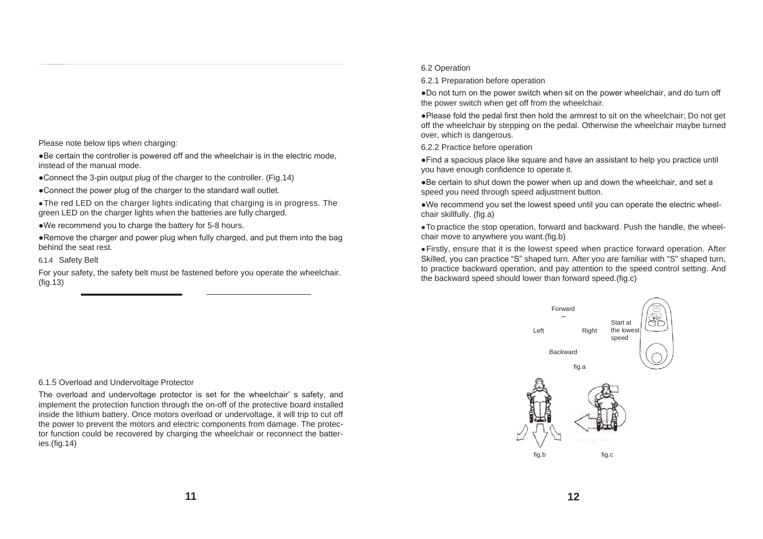Please note below tips when charging:

- Be certain the controller is powered off and the wheelchair is in the electric mode, instead of the manual mode.
- Connect the 3-pin output plug of the charger to the controller. (Fig.14)
- Connect the power plug of the charger to the standard wall outlet.
- The red LED on the charger lights indicating that charging is in progress. The green LED on the charger lights when the batteries are fully charged.
- We recommend you to charge the battery for 5-8 hours.
- Remove the charger and power plug when fully charged, and put them into the bag behind the seat rest.

### 6.1.4 Safety Belt

For your safety, the safety belt must be fastened before you operate the wheelchair. (fig.13)

### 6.1.5 Overload and Undervoltage Protector

The overload and undervoltage protector is set for the wheelchair' s safety, and implement the protection function through the on-off of the protective board installed inside the lithium battery. Once motors overload or undervoltage, it will trip to cut off the power to prevent the motors and electric components from damage. The protector function could be recovered by charging the wheelchair or reconnect the batteries.(fig.14)

## 6.2 Operation

### 6.2.1 Preparation before operation

- Do not turn on the power switch when sit on the power wheelchair, and do turn off the power switch when get off from the wheelchair.
- Please fold the pedal first then hold the armrest to sit on the wheelchair; Do not get off the wheelchair by stepping on the pedal. Otherwise the wheelchair maybe turned over, which is dangerous.

### 6.2.2 Practice before operation

- Find a spacious place like square and have an assistant to help you practice until you have enough confidence to operate it.
- Be certain to shut down the power when up and down the wheelchair, and set a speed you need through speed adjustment button.
- We recommend you set the lowest speed until you can operate the electric wheelchair skillfully. (fig.a)
- To practice the stop operation, forward and backward. Push the handle, the wheelchair move to anywhere you want.(fig.b)
- Firstly, ensure that it is the lowest speed when practice forward operation. After Skilled, you can practice "S" shaped turn. After you are familiar with "S" shaped turn, to practice backward operation, and pay attention to the speed control setting. And the backward speed should lower than forward speed.(fig.c)

Forward

Left Right

Backward

Start at the lowest speed

fig.a

fig.b

fig.c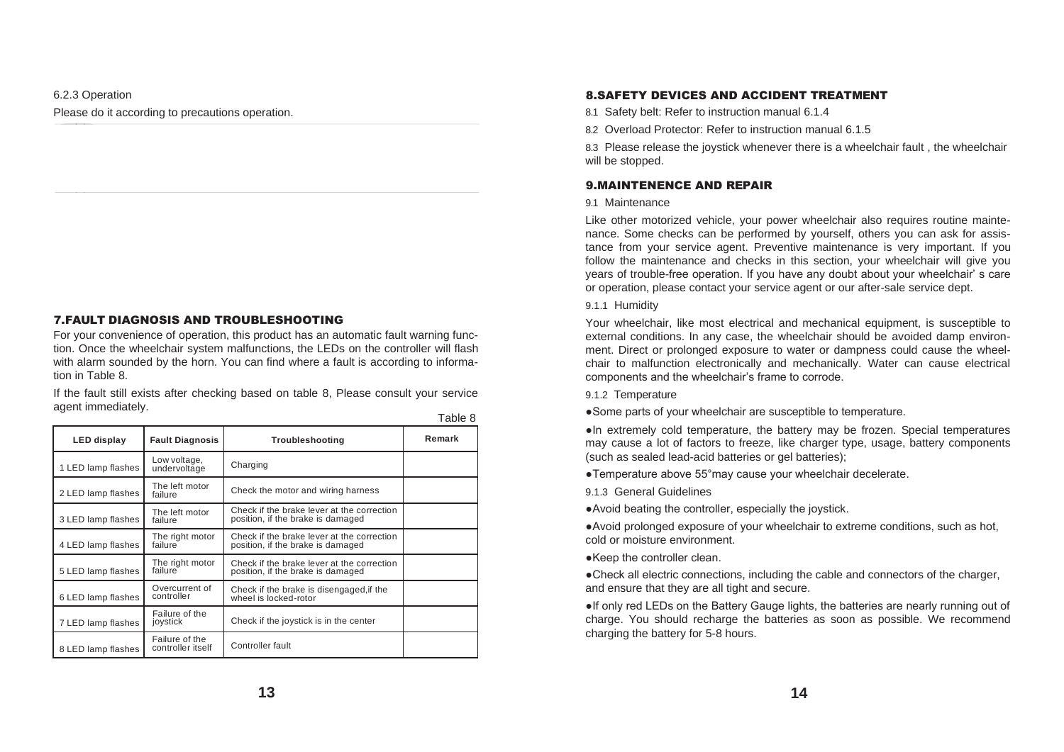6.2.3 Operation

Please do it according to precautions operation.

## 7.FAULT DIAGNOSIS AND TROUBLESHOOTING

For your convenience of operation, this product has an automatic fault warning function. Once the wheelchair system malfunctions, the LEDs on the controller will flash with alarm sounded by the horn. You can find where a fault is according to information in Table 8.

If the fault still exists after checking based on table 8, Please consult your service agent immediately.

Table 8

| LED display | Fault Diagnosis | Troubleshooting | Remark |
|---|---|---|---|
| 1 LED lamp flashes | Low voltage, undervoltage | Charging | |
| 2 LED lamp flashes | The left motor failure | Check the motor and wiring harness | |
| 3 LED lamp flashes | The left motor failure | Check if the brake lever at the correction position, if the brake is damaged | |
| 4 LED lamp flashes | The right motor failure | Check if the brake lever at the correction position, if the brake is damaged | |
| 5 LED lamp flashes | The right motor failure | Check if the brake lever at the correction position, if the brake is damaged | |
| 6 LED lamp flashes | Overcurrent of controller | Check if the brake is disengaged,if the wheel is locked-rotor | |
| 7 LED lamp flashes | Failure of the joystick | Check if the joystick is in the center | |
| 8 LED lamp flashes | Failure of the controller itself | Controller fault | |

## 8.SAFETY DEVICES AND ACCIDENT TREATMENT

8.1 Safety belt: Refer to instruction manual 6.1.4

8.2 Overload Protector: Refer to instruction manual 6.1.5

8.3 Please release the joystick whenever there is a wheelchair fault , the wheelchair will be stopped.

## 9.MAINTENENCE AND REPAIR

9.1 Maintenance

Like other motorized vehicle, your power wheelchair also requires routine maintenance. Some checks can be performed by yourself, others you can ask for assistance from your service agent. Preventive maintenance is very important. If you follow the maintenance and checks in this section, your wheelchair will give you years of trouble-free operation. If you have any doubt about your wheelchair' s care or operation, please contact your service agent or our after-sale service dept.

9.1.1 Humidity

Your wheelchair, like most electrical and mechanical equipment, is susceptible to external conditions. In any case, the wheelchair should be avoided damp environment. Direct or prolonged exposure to water or dampness could cause the wheelchair to malfunction electronically and mechanically. Water can cause electrical components and the wheelchair's frame to corrode.

9.1.2 Temperature

●Some parts of your wheelchair are susceptible to temperature.

●In extremely cold temperature, the battery may be frozen. Special temperatures may cause a lot of factors to freeze, like charger type, usage, battery components (such as sealed lead-acid batteries or gel batteries);

●Temperature above 55°may cause your wheelchair decelerate.

9.1.3 General Guidelines

●Avoid beating the controller, especially the joystick.

●Avoid prolonged exposure of your wheelchair to extreme conditions, such as hot, cold or moisture environment.

●Keep the controller clean.

●Check all electric connections, including the cable and connectors of the charger, and ensure that they are all tight and secure.

●If only red LEDs on the Battery Gauge lights, the batteries are nearly running out of charge. You should recharge the batteries as soon as possible. We recommend charging the battery for 5-8 hours.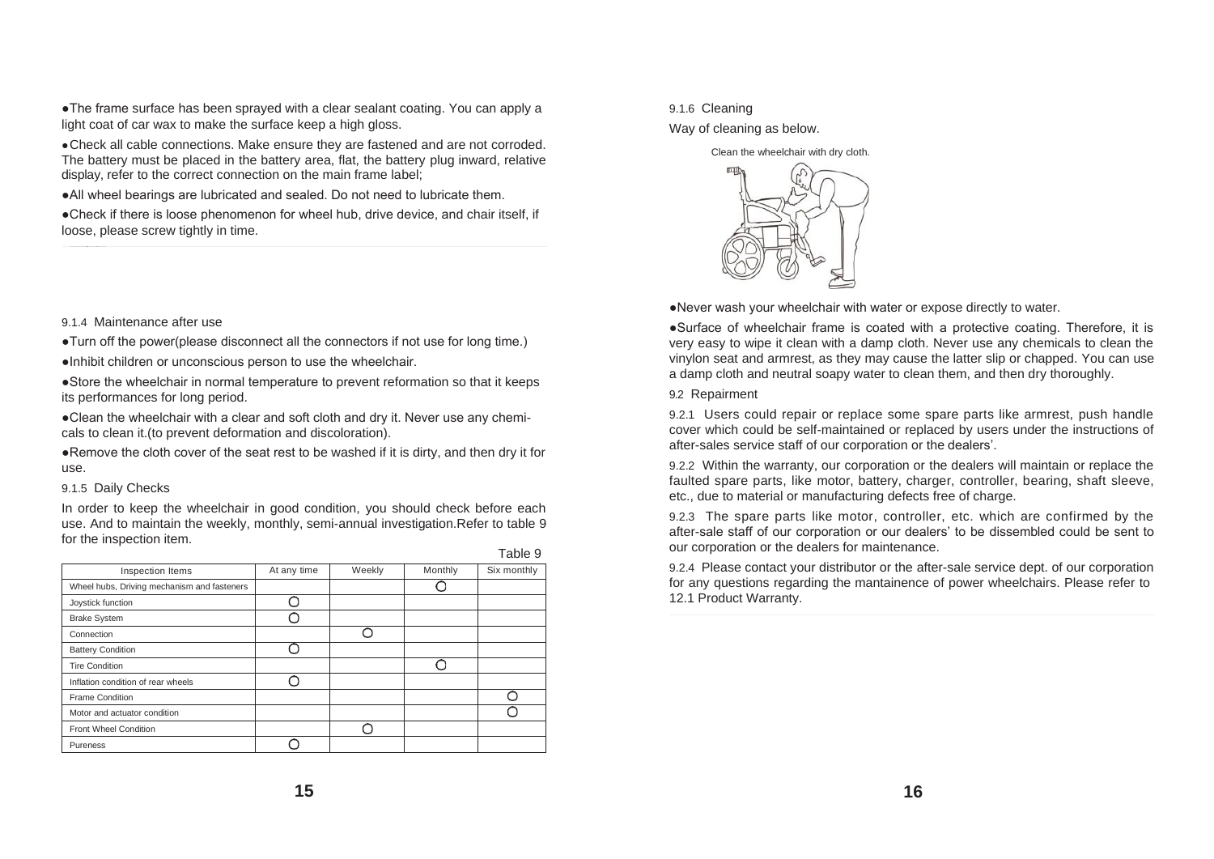●The frame surface has been sprayed with a clear sealant coating. You can apply a light coat of car wax to make the surface keep a high gloss.

●Check all cable connections. Make ensure they are fastened and are not corroded. The battery must be placed in the battery area, flat, the battery plug inward, relative display, refer to the correct connection on the main frame label;

●All wheel bearings are lubricated and sealed. Do not need to lubricate them.

●Check if there is loose phenomenon for wheel hub, drive device, and chair itself, if loose, please screw tightly in time.

### 9.1.4 Maintenance after use

●Turn off the power(please disconnect all the connectors if not use for long time.)

●Inhibit children or unconscious person to use the wheelchair.

●Store the wheelchair in normal temperature to prevent reformation so that it keeps its performances for long period.

●Clean the wheelchair with a clear and soft cloth and dry it. Never use any chemicals to clean it.(to prevent deformation and discoloration).

●Remove the cloth cover of the seat rest to be washed if it is dirty, and then dry it for use.

### 9.1.5 Daily Checks

In order to keep the wheelchair in good condition, you should check before each use. And to maintain the weekly, monthly, semi-annual investigation.Refer to table 9 for the inspection item.

Table 9

| Inspection Items | At any time | Weekly | Monthly | Six monthly |
|---|---|---|---|---|
| Wheel hubs, Driving mechanism and fasteners | | | ○ | |
| Joystick function | ○ | | | |
| Brake System | ○ | | | |
| Connection | | ○ | | |
| Battery Condition | ○ | | | |
| Tire Condition | | | ○ | |
| Inflation condition of rear wheels | ○ | | | |
| Frame Condition | | | | ○ |
| Motor and actuator condition | | | | ○ |
| Front Wheel Condition | | ○ | | |
| Pureness | ○ | | | |

### 9.1.6 Cleaning

Way of cleaning as below.

Clean the wheelchair with dry cloth.

●Never wash your wheelchair with water or expose directly to water.

●Surface of wheelchair frame is coated with a protective coating. Therefore, it is very easy to wipe it clean with a damp cloth. Never use any chemicals to clean the vinylon seat and armrest, as they may cause the latter slip or chapped. You can use a damp cloth and neutral soapy water to clean them, and then dry thoroughly.

## 9.2 Repairment

9.2.1 Users could repair or replace some spare parts like armrest, push handle cover which could be self-maintained or replaced by users under the instructions of after-sales service staff of our corporation or the dealers'.

9.2.2 Within the warranty, our corporation or the dealers will maintain or replace the faulted spare parts, like motor, battery, charger, controller, bearing, shaft sleeve, etc., due to material or manufacturing defects free of charge.

9.2.3 The spare parts like motor, controller, etc. which are confirmed by the after-sale staff of our corporation or our dealers' to be dissembled could be sent to our corporation or the dealers for maintenance.

9.2.4 Please contact your distributor or the after-sale service dept. of our corporation for any questions regarding the mantainence of power wheelchairs. Please refer to 12.1 Product Warranty.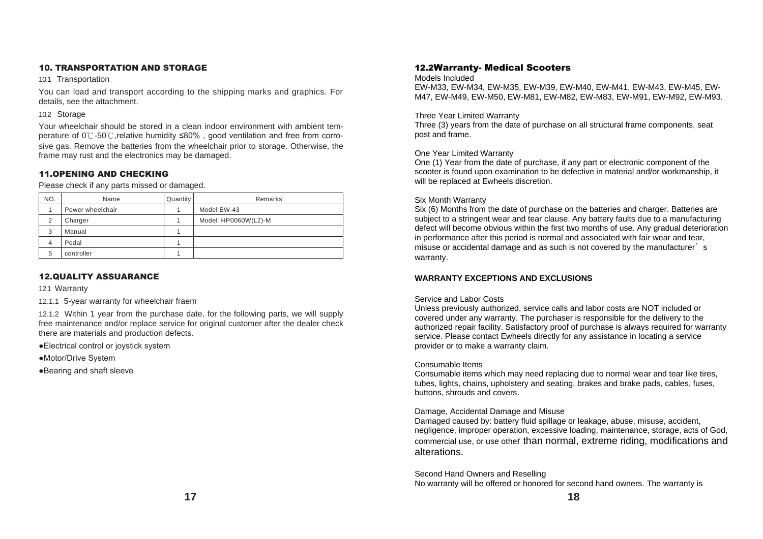## 10. TRANSPORTATION AND STORAGE

10.1 Transportation

You can load and transport according to the shipping marks and graphics. For details, see the attachment.

10.2 Storage

Your wheelchair should be stored in a clean indoor environment with ambient temperature of 0℃-50℃,relative humidity ≤80% , good ventilation and free from corrosive gas. Remove the batteries from the wheelchair prior to storage. Otherwise, the frame may rust and the electronics may be damaged.

## 11.OPENING AND CHECKING

Please check if any parts missed or damaged.

| NO. | Name | Quantity | Remarks |
|---|---|---|---|
| 1 | Power wheelchair | 1 | Model:EW-43 |
| 2 | Charger | 1 | Model: HP0060W(L2)-M |
| 3 | Manual | 1 | |
| 4 | Pedal | 1 | |
| 5 | controller | 1 | |

## 12.QUALITY ASSUARANCE

12.1 Warranty

12.1.1 5-year warranty for wheelchair fraem

12.1.2 Within 1 year from the purchase date, for the following parts, we will supply free maintenance and/or replace service for original customer after the dealer check there are materials and production defects.

- Electrical control or joystick system
- Motor/Drive System
- Bearing and shaft sleeve

## 12.2Warranty- Medical Scooters

Models Included
EW-M33, EW-M34, EW-M35, EW-M39, EW-M40, EW-M41, EW-M43, EW-M45, EW-M47, EW-M49, EW-M50, EW-M81, EW-M82, EW-M83, EW-M91, EW-M92, EW-M93.

Three Year Limited Warranty
Three (3) years from the date of purchase on all structural frame components, seat post and frame.

One Year Limited Warranty
One (1) Year from the date of purchase, if any part or electronic component of the scooter is found upon examination to be defective in material and/or workmanship, it will be replaced at Ewheels discretion.

Six Month Warranty
Six (6) Months from the date of purchase on the batteries and charger. Batteries are subject to a stringent wear and tear clause. Any battery faults due to a manufacturing defect will become obvious within the first two months of use. Any gradual deterioration in performance after this period is normal and associated with fair wear and tear, misuse or accidental damage and as such is not covered by the manufacturer's warranty.

**WARRANTY EXCEPTIONS AND EXCLUSIONS**

Service and Labor Costs
Unless previously authorized, service calls and labor costs are NOT included or covered under any warranty. The purchaser is responsible for the delivery to the authorized repair facility. Satisfactory proof of purchase is always required for warranty service. Please contact Ewheels directly for any assistance in locating a service provider or to make a warranty claim.

Consumable Items
Consumable items which may need replacing due to normal wear and tear like tires, tubes, lights, chains, upholstery and seating, brakes and brake pads, cables, fuses, buttons, shrouds and covers.

Damage, Accidental Damage and Misuse
Damaged caused by: battery fluid spillage or leakage, abuse, misuse, accident, negligence, improper operation, excessive loading, maintenance, storage, acts of God, commercial use, or use other than normal, extreme riding, modifications and alterations.

Second Hand Owners and Reselling
No warranty will be offered or honored for second hand owners. The warranty is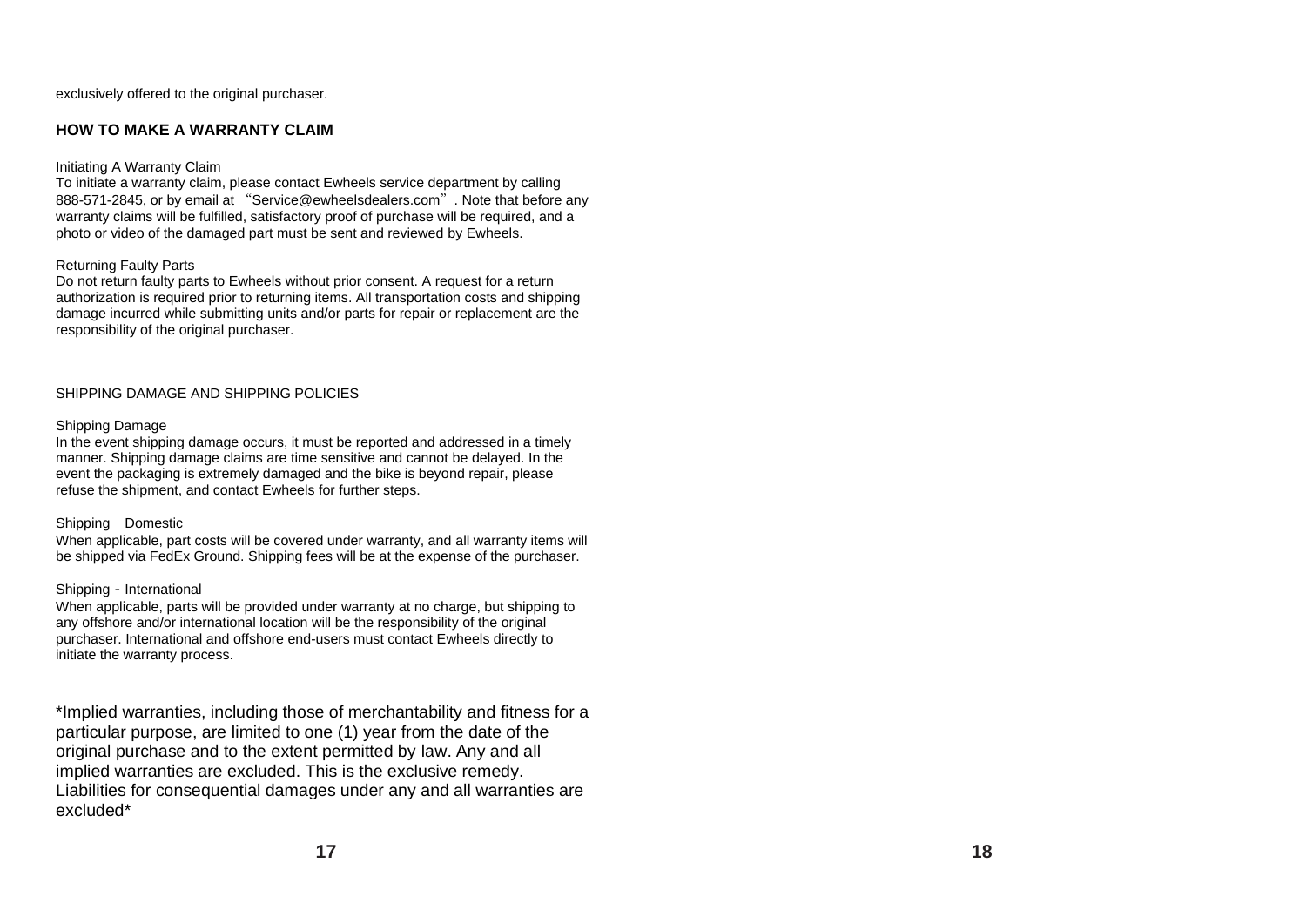exclusively offered to the original purchaser.

## HOW TO MAKE A WARRANTY CLAIM

Initiating A Warranty Claim

To initiate a warranty claim, please contact Ewheels service department by calling 888-571-2845, or by email at "Service@ewheelsdealers.com". Note that before any warranty claims will be fulfilled, satisfactory proof of purchase will be required, and a photo or video of the damaged part must be sent and reviewed by Ewheels.

Returning Faulty Parts

Do not return faulty parts to Ewheels without prior consent. A request for a return authorization is required prior to returning items. All transportation costs and shipping damage incurred while submitting units and/or parts for repair or replacement are the responsibility of the original purchaser.

SHIPPING DAMAGE AND SHIPPING POLICIES

Shipping Damage

In the event shipping damage occurs, it must be reported and addressed in a timely manner. Shipping damage claims are time sensitive and cannot be delayed. In the event the packaging is extremely damaged and the bike is beyond repair, please refuse the shipment, and contact Ewheels for further steps.

Shipping - Domestic

When applicable, part costs will be covered under warranty, and all warranty items will be shipped via FedEx Ground. Shipping fees will be at the expense of the purchaser.

Shipping - International

When applicable, parts will be provided under warranty at no charge, but shipping to any offshore and/or international location will be the responsibility of the original purchaser. International and offshore end-users must contact Ewheels directly to initiate the warranty process.

*Implied warranties, including those of merchantability and fitness for a particular purpose, are limited to one (1) year from the date of the original purchase and to the extent permitted by law. Any and all implied warranties are excluded. This is the exclusive remedy. Liabilities for consequential damages under any and all warranties are excluded*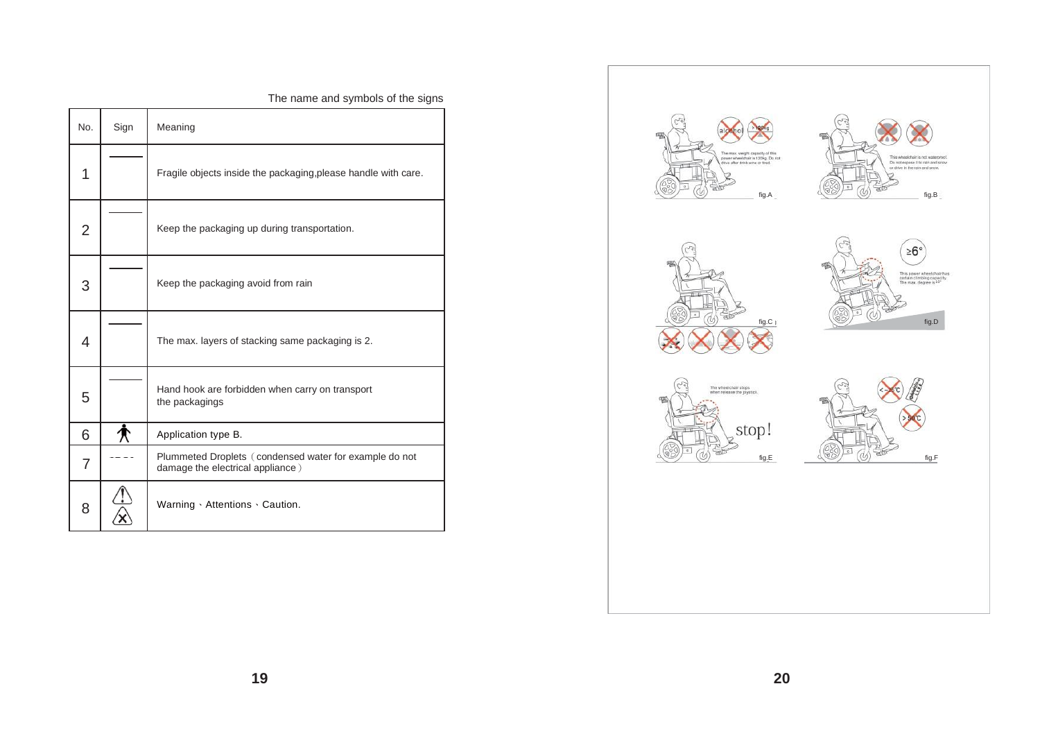The name and symbols of the signs

| No. | Sign | Meaning |
|---|---|---|
| 1 | | Fragile objects inside the packaging,please handle with care. |
| 2 | | Keep the packaging up during transportation. |
| 3 | | Keep the packaging avoid from rain |
| 4 | | The max. layers of stacking same packaging is 2. |
| 5 | | Hand hook are forbidden when carry on transport the packagings |
| 6 | | Application type B. |
| 7 | | Plummeted Droplets（condensed water for example do not damage the electrical appliance） |
| 8 | | Warning、Attentions、Caution. |

alcohol
>120kg
The max. weight capacity of this power wheelchair is 120kg. Do not drive after drink wine or tired.
fig.A

This wheelchair is not waterproof. Do not expose it in the rain and snow or drive in the rain and snow.
fig.B

fig.C

≥6°
This power wheelchair has certain climbing capacity. The max. degree is 10°
fig.D

The wheelchair stops when release the joystick.
stop!
fig.E

<-25°C
>50°C
fig.F